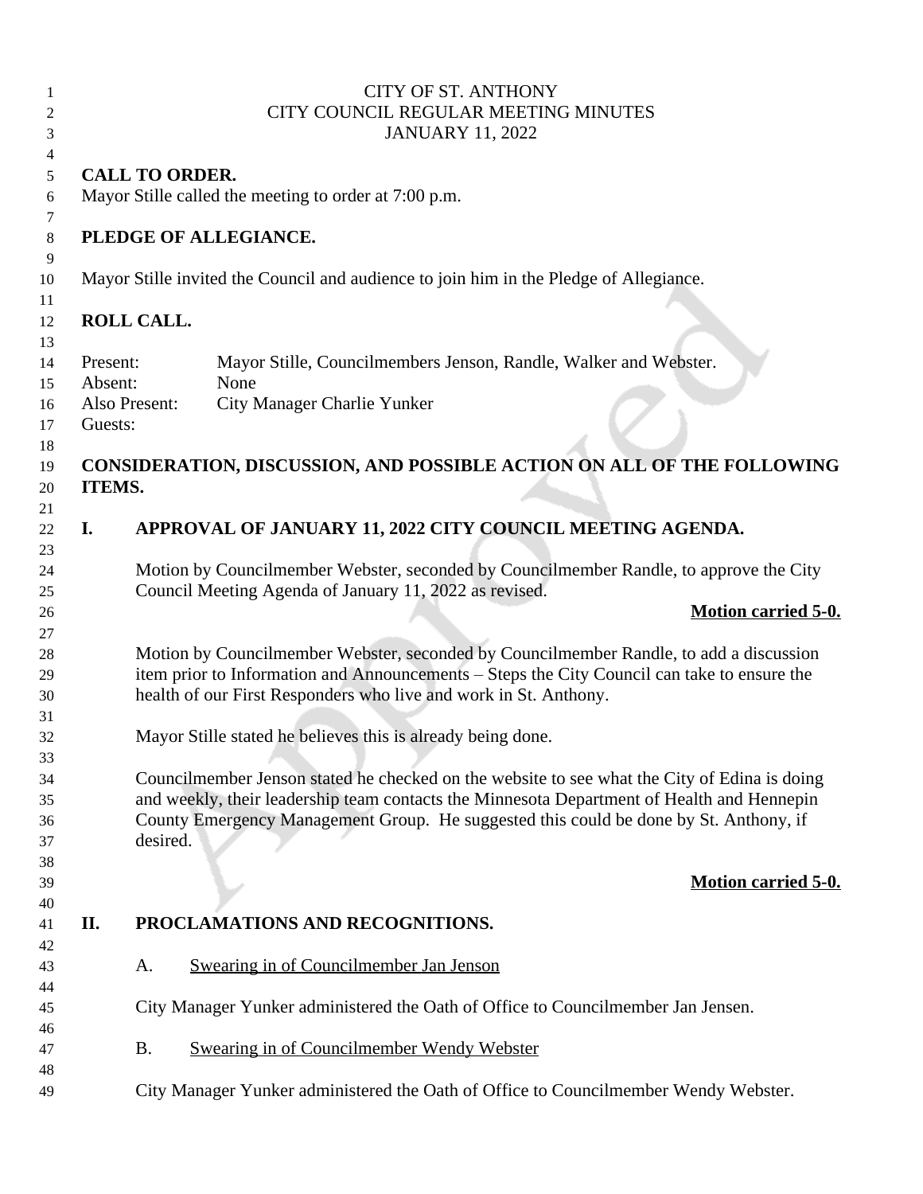CITY OF ST. ANTHONY
CITY COUNCIL REGULAR MEETING MINUTES
JANUARY 11, 2022

**CALL TO ORDER.**

Mayor Stille called the meeting to order at 7:00 p.m.

**PLEDGE OF ALLEGIANCE.**

Mayor Stille invited the Council and audience to join him in the Pledge of Allegiance.

**ROLL CALL.**

Present: Mayor Stille, Councilmembers Jenson, Randle, Walker and Webster.
Absent: None
Also Present: City Manager Charlie Yunker
Guests:

**CONSIDERATION, DISCUSSION, AND POSSIBLE ACTION ON ALL OF THE FOLLOWING ITEMS.**

**I. APPROVAL OF JANUARY 11, 2022 CITY COUNCIL MEETING AGENDA.**

Motion by Councilmember Webster, seconded by Councilmember Randle, to approve the City Council Meeting Agenda of January 11, 2022 as revised.

**Motion carried 5-0.**

Motion by Councilmember Webster, seconded by Councilmember Randle, to add a discussion item prior to Information and Announcements – Steps the City Council can take to ensure the health of our First Responders who live and work in St. Anthony.

Mayor Stille stated he believes this is already being done.

Councilmember Jenson stated he checked on the website to see what the City of Edina is doing and weekly, their leadership team contacts the Minnesota Department of Health and Hennepin County Emergency Management Group. He suggested this could be done by St. Anthony, if desired.

**Motion carried 5-0.**

**II. PROCLAMATIONS AND RECOGNITIONS.**

A. Swearing in of Councilmember Jan Jenson

City Manager Yunker administered the Oath of Office to Councilmember Jan Jensen.

B. Swearing in of Councilmember Wendy Webster

City Manager Yunker administered the Oath of Office to Councilmember Wendy Webster.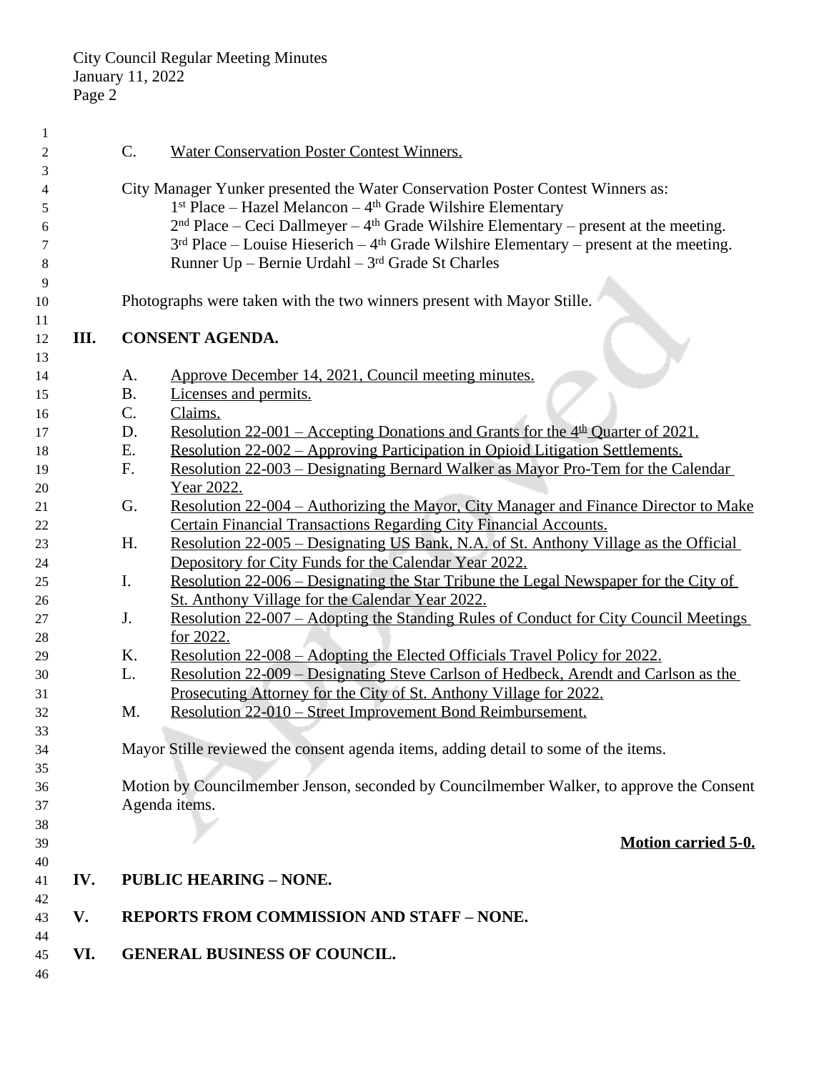C. Water Conservation Poster Contest Winners.

City Manager Yunker presented the Water Conservation Poster Contest Winners as:

1st Place – Hazel Melancon – 4th Grade Wilshire Elementary
2nd Place – Ceci Dallmeyer – 4th Grade Wilshire Elementary – present at the meeting.
3rd Place – Louise Hieserich – 4th Grade Wilshire Elementary – present at the meeting.
Runner Up – Bernie Urdahl – 3rd Grade St Charles

Photographs were taken with the two winners present with Mayor Stille.

## III. CONSENT AGENDA.

A. Approve December 14, 2021, Council meeting minutes.
B. Licenses and permits.
C. Claims.
D. Resolution 22-001 – Accepting Donations and Grants for the 4th Quarter of 2021.
E. Resolution 22-002 – Approving Participation in Opioid Litigation Settlements.
F. Resolution 22-003 – Designating Bernard Walker as Mayor Pro-Tem for the Calendar Year 2022.
G. Resolution 22-004 – Authorizing the Mayor, City Manager and Finance Director to Make Certain Financial Transactions Regarding City Financial Accounts.
H. Resolution 22-005 – Designating US Bank, N.A. of St. Anthony Village as the Official Depository for City Funds for the Calendar Year 2022.
I. Resolution 22-006 – Designating the Star Tribune the Legal Newspaper for the City of St. Anthony Village for the Calendar Year 2022.
J. Resolution 22-007 – Adopting the Standing Rules of Conduct for City Council Meetings for 2022.
K. Resolution 22-008 – Adopting the Elected Officials Travel Policy for 2022.
L. Resolution 22-009 – Designating Steve Carlson of Hedbeck, Arendt and Carlson as the Prosecuting Attorney for the City of St. Anthony Village for 2022.
M. Resolution 22-010 – Street Improvement Bond Reimbursement.

Mayor Stille reviewed the consent agenda items, adding detail to some of the items.

Motion by Councilmember Jenson, seconded by Councilmember Walker, to approve the Consent Agenda items.

**Motion carried 5-0.**

## IV. PUBLIC HEARING – NONE.

## V. REPORTS FROM COMMISSION AND STAFF – NONE.

## VI. GENERAL BUSINESS OF COUNCIL.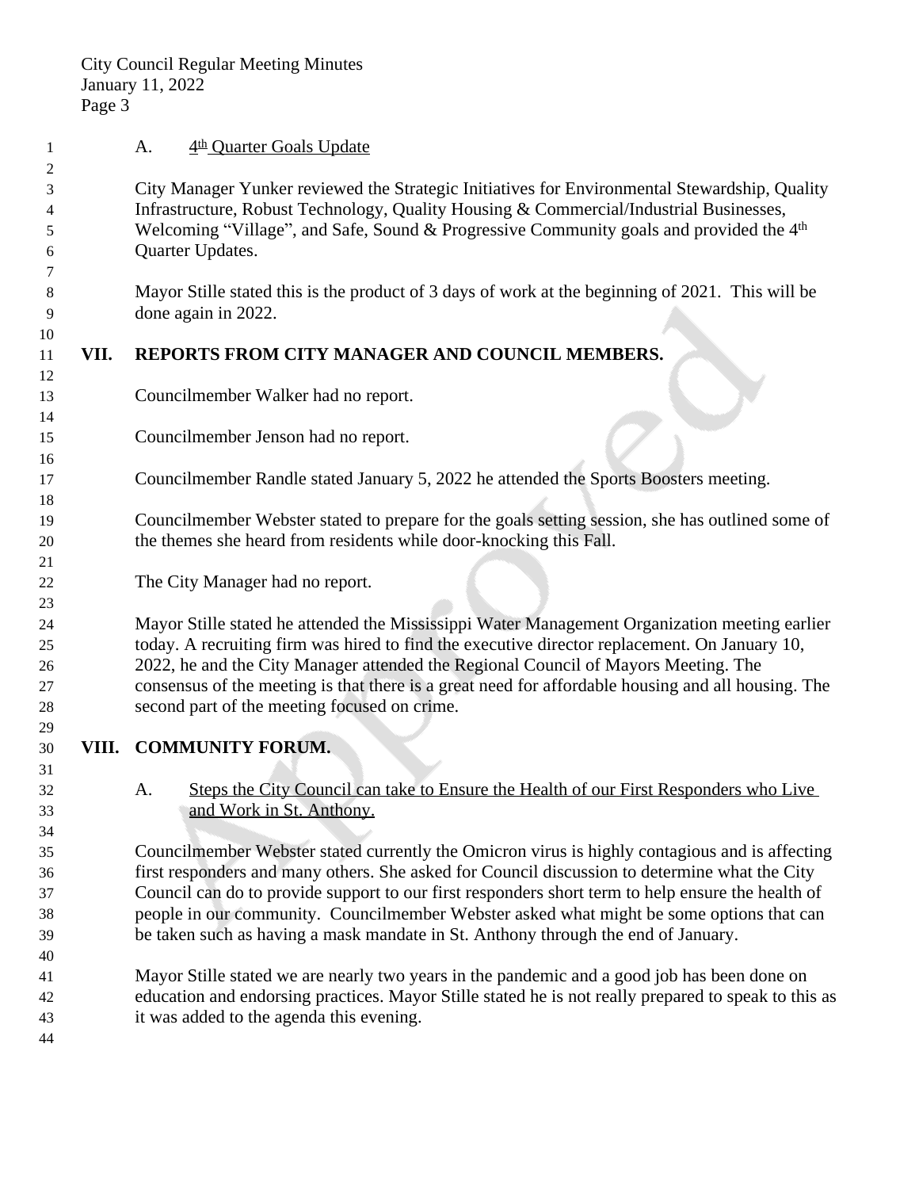A. 4th Quarter Goals Update

City Manager Yunker reviewed the Strategic Initiatives for Environmental Stewardship, Quality Infrastructure, Robust Technology, Quality Housing & Commercial/Industrial Businesses, Welcoming "Village", and Safe, Sound & Progressive Community goals and provided the 4th Quarter Updates.

Mayor Stille stated this is the product of 3 days of work at the beginning of 2021. This will be done again in 2022.

## VII. REPORTS FROM CITY MANAGER AND COUNCIL MEMBERS.

Councilmember Walker had no report.

Councilmember Jenson had no report.

Councilmember Randle stated January 5, 2022 he attended the Sports Boosters meeting.

Councilmember Webster stated to prepare for the goals setting session, she has outlined some of the themes she heard from residents while door-knocking this Fall.

The City Manager had no report.

Mayor Stille stated he attended the Mississippi Water Management Organization meeting earlier today. A recruiting firm was hired to find the executive director replacement. On January 10, 2022, he and the City Manager attended the Regional Council of Mayors Meeting. The consensus of the meeting is that there is a great need for affordable housing and all housing. The second part of the meeting focused on crime.

## VIII. COMMUNITY FORUM.

A. Steps the City Council can take to Ensure the Health of our First Responders who Live and Work in St. Anthony.

Councilmember Webster stated currently the Omicron virus is highly contagious and is affecting first responders and many others. She asked for Council discussion to determine what the City Council can do to provide support to our first responders short term to help ensure the health of people in our community. Councilmember Webster asked what might be some options that can be taken such as having a mask mandate in St. Anthony through the end of January.

Mayor Stille stated we are nearly two years in the pandemic and a good job has been done on education and endorsing practices. Mayor Stille stated he is not really prepared to speak to this as it was added to the agenda this evening.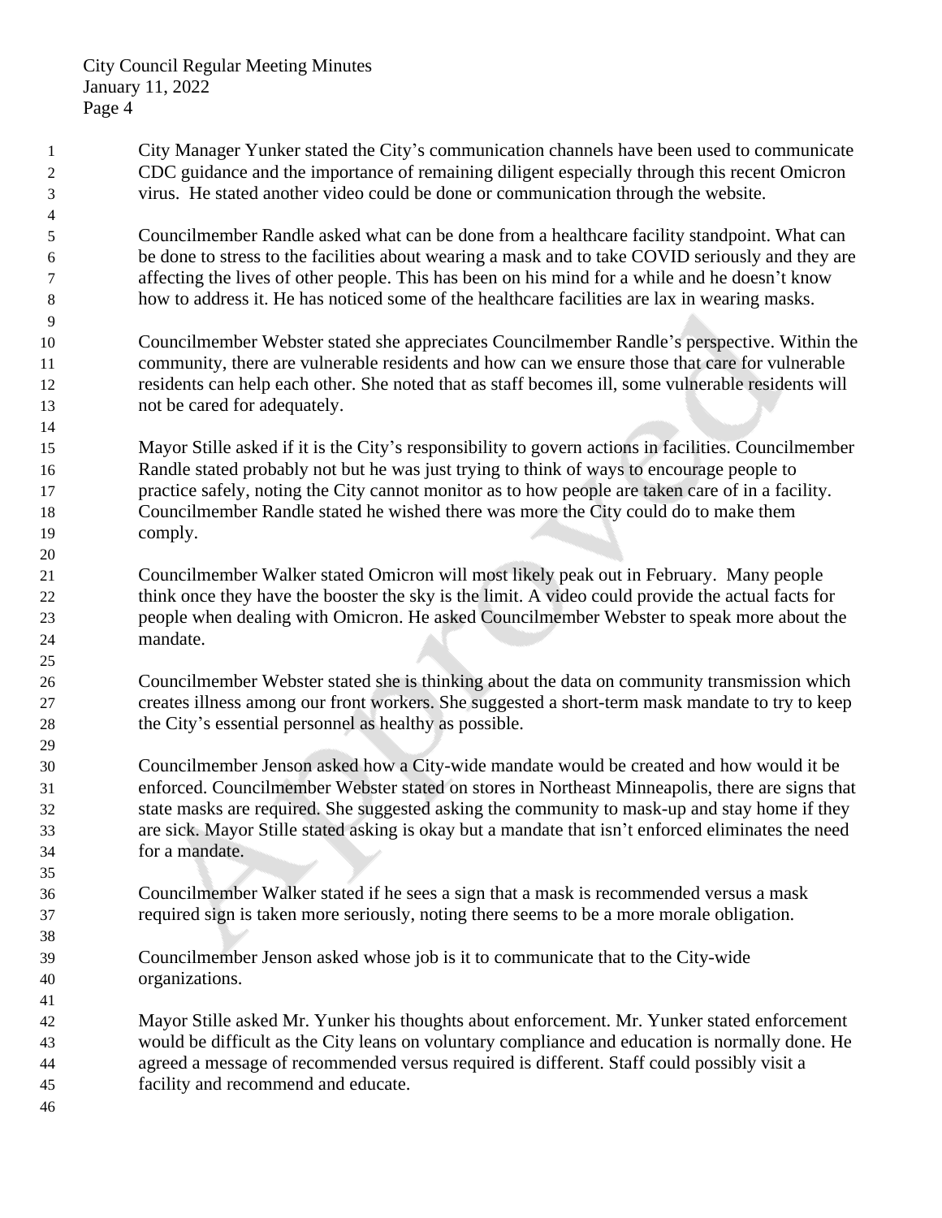City Manager Yunker stated the City's communication channels have been used to communicate CDC guidance and the importance of remaining diligent especially through this recent Omicron virus. He stated another video could be done or communication through the website.

Councilmember Randle asked what can be done from a healthcare facility standpoint. What can be done to stress to the facilities about wearing a mask and to take COVID seriously and they are affecting the lives of other people. This has been on his mind for a while and he doesn't know how to address it. He has noticed some of the healthcare facilities are lax in wearing masks.

Councilmember Webster stated she appreciates Councilmember Randle's perspective. Within the community, there are vulnerable residents and how can we ensure those that care for vulnerable residents can help each other. She noted that as staff becomes ill, some vulnerable residents will not be cared for adequately.

Mayor Stille asked if it is the City's responsibility to govern actions in facilities. Councilmember Randle stated probably not but he was just trying to think of ways to encourage people to practice safely, noting the City cannot monitor as to how people are taken care of in a facility. Councilmember Randle stated he wished there was more the City could do to make them comply.

Councilmember Walker stated Omicron will most likely peak out in February. Many people think once they have the booster the sky is the limit. A video could provide the actual facts for people when dealing with Omicron. He asked Councilmember Webster to speak more about the mandate.

Councilmember Webster stated she is thinking about the data on community transmission which creates illness among our front workers. She suggested a short-term mask mandate to try to keep the City's essential personnel as healthy as possible.

Councilmember Jenson asked how a City-wide mandate would be created and how would it be enforced. Councilmember Webster stated on stores in Northeast Minneapolis, there are signs that state masks are required. She suggested asking the community to mask-up and stay home if they are sick. Mayor Stille stated asking is okay but a mandate that isn't enforced eliminates the need for a mandate.

Councilmember Walker stated if he sees a sign that a mask is recommended versus a mask required sign is taken more seriously, noting there seems to be a more morale obligation.

Councilmember Jenson asked whose job is it to communicate that to the City-wide organizations.

Mayor Stille asked Mr. Yunker his thoughts about enforcement. Mr. Yunker stated enforcement would be difficult as the City leans on voluntary compliance and education is normally done. He agreed a message of recommended versus required is different. Staff could possibly visit a facility and recommend and educate.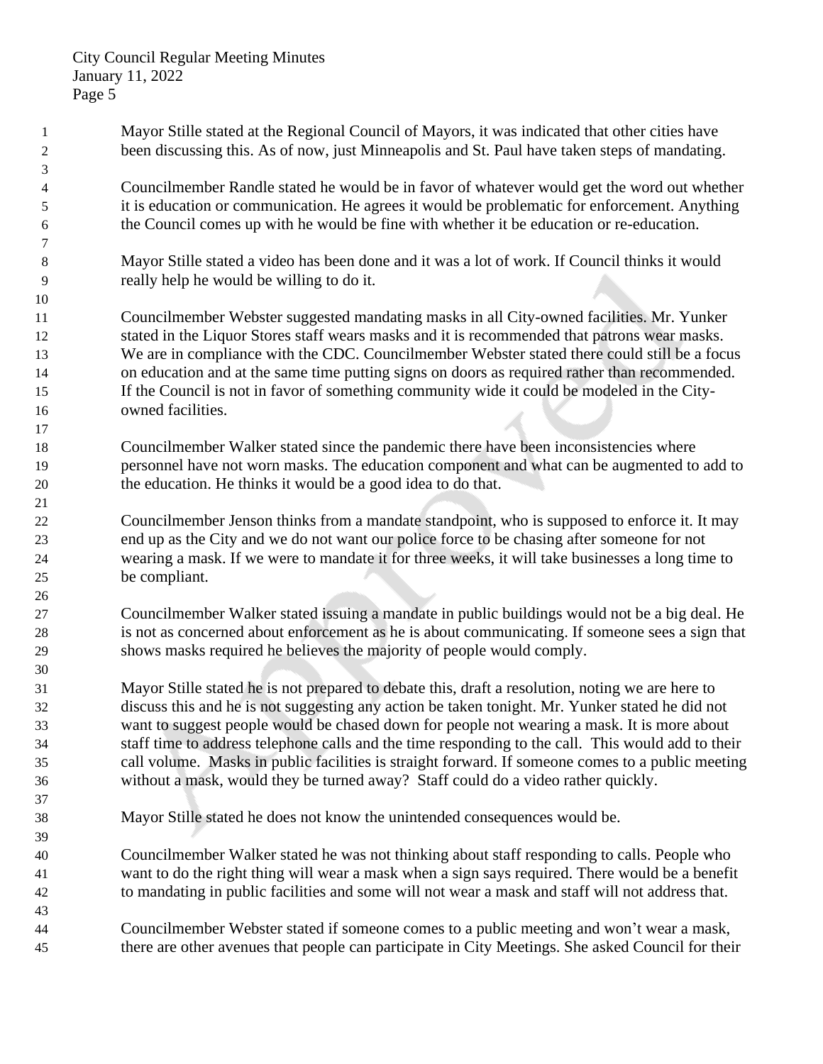Mayor Stille stated at the Regional Council of Mayors, it was indicated that other cities have been discussing this. As of now, just Minneapolis and St. Paul have taken steps of mandating.

Councilmember Randle stated he would be in favor of whatever would get the word out whether it is education or communication. He agrees it would be problematic for enforcement. Anything the Council comes up with he would be fine with whether it be education or re-education.

Mayor Stille stated a video has been done and it was a lot of work. If Council thinks it would really help he would be willing to do it.

Councilmember Webster suggested mandating masks in all City-owned facilities. Mr. Yunker stated in the Liquor Stores staff wears masks and it is recommended that patrons wear masks. We are in compliance with the CDC. Councilmember Webster stated there could still be a focus on education and at the same time putting signs on doors as required rather than recommended. If the Council is not in favor of something community wide it could be modeled in the City-owned facilities.

Councilmember Walker stated since the pandemic there have been inconsistencies where personnel have not worn masks. The education component and what can be augmented to add to the education. He thinks it would be a good idea to do that.

Councilmember Jenson thinks from a mandate standpoint, who is supposed to enforce it. It may end up as the City and we do not want our police force to be chasing after someone for not wearing a mask. If we were to mandate it for three weeks, it will take businesses a long time to be compliant.

Councilmember Walker stated issuing a mandate in public buildings would not be a big deal. He is not as concerned about enforcement as he is about communicating. If someone sees a sign that shows masks required he believes the majority of people would comply.

Mayor Stille stated he is not prepared to debate this, draft a resolution, noting we are here to discuss this and he is not suggesting any action be taken tonight. Mr. Yunker stated he did not want to suggest people would be chased down for people not wearing a mask. It is more about staff time to address telephone calls and the time responding to the call. This would add to their call volume. Masks in public facilities is straight forward. If someone comes to a public meeting without a mask, would they be turned away? Staff could do a video rather quickly.

Mayor Stille stated he does not know the unintended consequences would be.

Councilmember Walker stated he was not thinking about staff responding to calls. People who want to do the right thing will wear a mask when a sign says required. There would be a benefit to mandating in public facilities and some will not wear a mask and staff will not address that.

Councilmember Webster stated if someone comes to a public meeting and won't wear a mask, there are other avenues that people can participate in City Meetings. She asked Council for their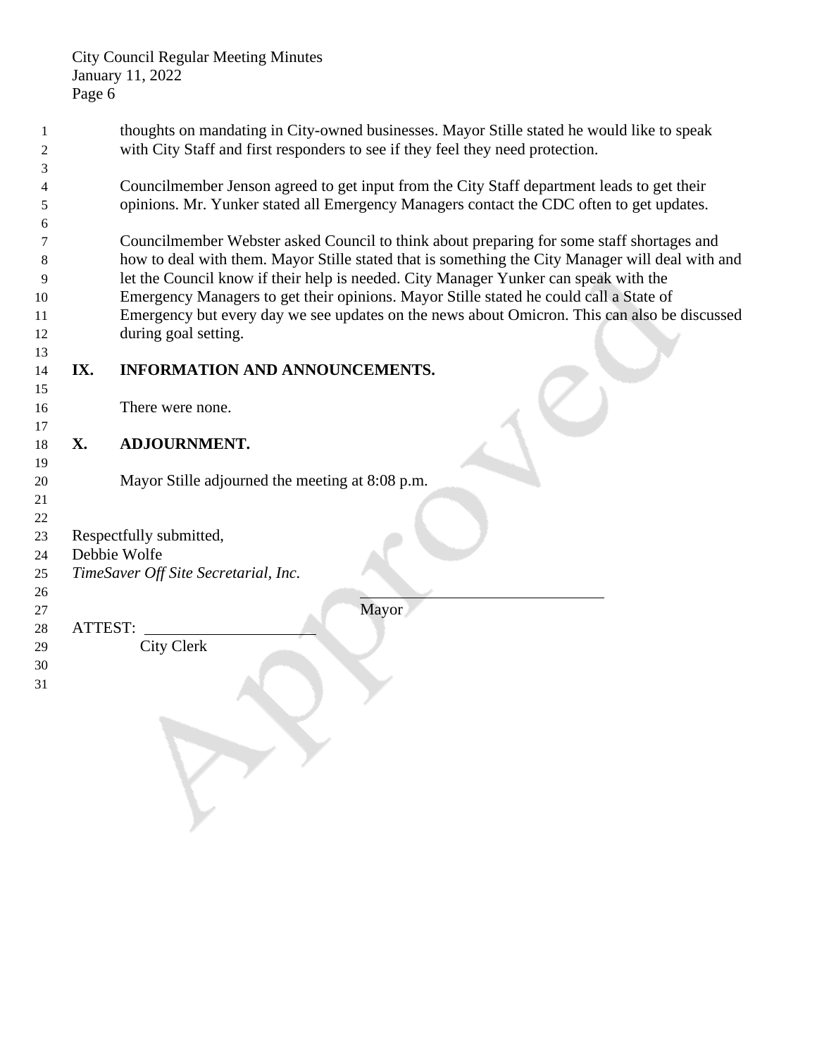thoughts on mandating in City-owned businesses. Mayor Stille stated he would like to speak with City Staff and first responders to see if they feel they need protection.

Councilmember Jenson agreed to get input from the City Staff department leads to get their opinions. Mr. Yunker stated all Emergency Managers contact the CDC often to get updates.

Councilmember Webster asked Council to think about preparing for some staff shortages and how to deal with them. Mayor Stille stated that is something the City Manager will deal with and let the Council know if their help is needed. City Manager Yunker can speak with the Emergency Managers to get their opinions. Mayor Stille stated he could call a State of Emergency but every day we see updates on the news about Omicron. This can also be discussed during goal setting.

## IX. INFORMATION AND ANNOUNCEMENTS.

There were none.

## X. ADJOURNMENT.

Mayor Stille adjourned the meeting at 8:08 p.m.

Respectfully submitted,
Debbie Wolfe
*TimeSaver Off Site Secretarial, Inc.*

\_\_\_\_\_\_\_\_\_\_\_\_\_\_\_\_\_\_\_\_\_\_\_\_\_\_\_\_\_\_
Mayor

ATTEST: \_\_\_\_\_\_\_\_\_\_\_\_\_\_\_\_\_\_\_\_\_\_
City Clerk